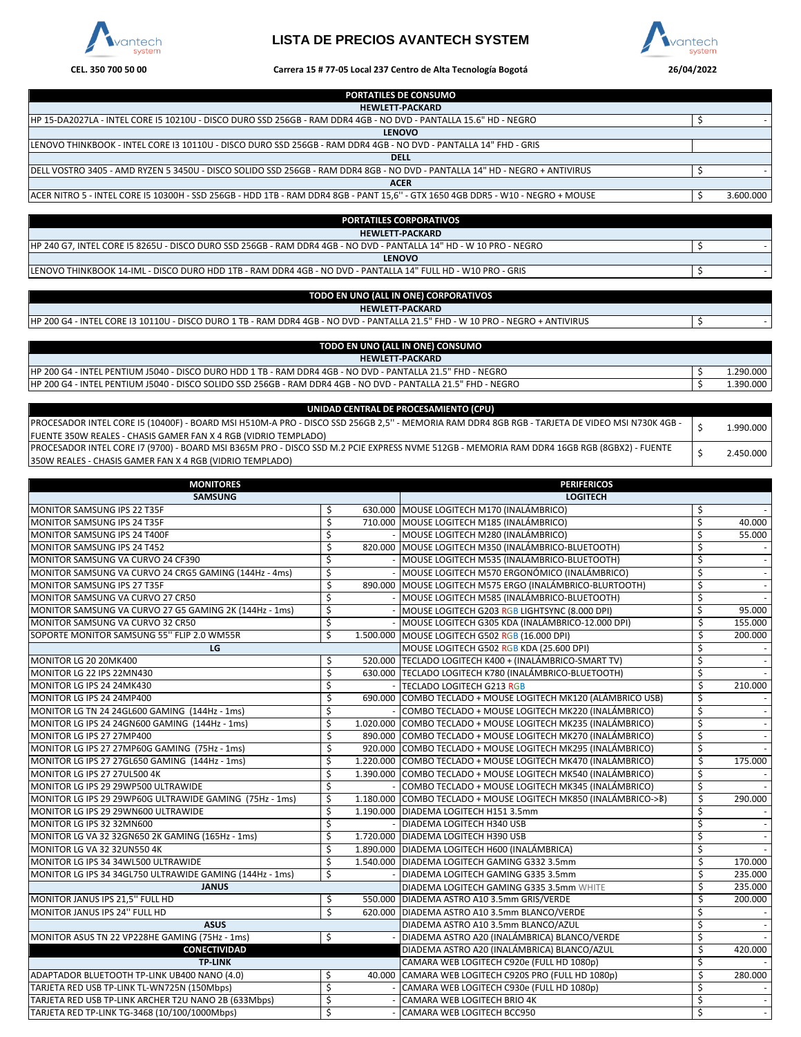# LISTA DE PRECIOS AVANTECH SYSTEM

**CEL. 350 700 50 00** | **Carrera 15 # 77-05 Local 237 Centro de Alta Tecnología Bogotá** | **26/04/2022**

| PORTATILES DE CONSUMO | | |
|---|---|---|
| **HEWLETT-PACKARD** | | |
| HP 15-DA2027LA - INTEL CORE I5 10210U - DISCO DURO SSD 256GB - RAM DDR4 4GB - NO DVD - PANTALLA 15.6" HD - NEGRO | $ | - |
| **LENOVO** | | |
| LENOVO THINKBOOK - INTEL CORE I3 10110U - DISCO DURO SSD 256GB - RAM DDR4 4GB - NO DVD - PANTALLA 14" FHD - GRIS | | |
| **DELL** | | |
| DELL VOSTRO 3405 - AMD RYZEN 5 3450U - DISCO SOLIDO SSD 256GB - RAM DDR4 8GB - NO DVD - PANTALLA 14" HD - NEGRO + ANTIVIRUS | $ | - |
| **ACER** | | |
| ACER NITRO 5 - INTEL CORE I5 10300H - SSD 256GB - HDD 1TB - RAM DDR4 8GB - PANT 15,6'' - GTX 1650 4GB DDR5 - W10 - NEGRO + MOUSE | $ | 3.600.000 |

| PORTATILES CORPORATIVOS | | |
|---|---|---|
| **HEWLETT-PACKARD** | | |
| HP 240 G7, INTEL CORE I5 8265U - DISCO DURO SSD 256GB - RAM DDR4 4GB - NO DVD - PANTALLA 14" HD - W 10 PRO - NEGRO | $ | - |
| **LENOVO** | | |
| LENOVO THINKBOOK 14-IML - DISCO DURO HDD 1TB - RAM DDR4 4GB - NO DVD - PANTALLA 14" FULL HD - W10 PRO - GRIS | $ | - |

| TODO EN UNO (ALL IN ONE) CORPORATIVOS | | |
|---|---|---|
| **HEWLETT-PACKARD** | | |
| HP 200 G4 - INTEL CORE I3 10110U - DISCO DURO 1 TB - RAM DDR4 4GB - NO DVD - PANTALLA 21.5" FHD - W 10 PRO - NEGRO + ANTIVIRUS | $ | - |

| TODO EN UNO (ALL IN ONE) CONSUMO | | |
|---|---|---|
| **HEWLETT-PACKARD** | | |
| HP 200 G4 - INTEL PENTIUM J5040 - DISCO DURO HDD 1 TB - RAM DDR4 4GB - NO DVD - PANTALLA 21.5" FHD - NEGRO | $ | 1.290.000 |
| HP 200 G4 - INTEL PENTIUM J5040 - DISCO SOLIDO SSD 256GB - RAM DDR4 4GB - NO DVD - PANTALLA 21.5" FHD - NEGRO | $ | 1.390.000 |

| UNIDAD CENTRAL DE PROCESAMIENTO (CPU) | | |
|---|---|---|
| PROCESADOR INTEL CORE I5 (10400F) - BOARD MSI H510M-A PRO - DISCO SSD 256GB 2,5'' - MEMORIA RAM DDR4 8GB RGB - TARJETA DE VIDEO MSI N730K 4GB - FUENTE 350W REALES - CHASIS GAMER FAN X 4 RGB (VIDRIO TEMPLADO) | $ | 1.990.000 |
| PROCESADOR INTEL CORE I7 (9700) - BOARD MSI B365M PRO - DISCO SSD M.2 PCIE EXPRESS NVME 512GB - MEMORIA RAM DDR4 16GB RGB (8GBX2) - FUENTE 350W REALES - CHASIS GAMER FAN X 4 RGB (VIDRIO TEMPLADO) | $ | 2.450.000 |

| MONITORES | | | PERIFERICOS | | |
|---|---|---|---|---|---|
| **SAMSUNG** | | | **LOGITECH** | | |
| MONITOR SAMSUNG IPS 22 T35F | $ | 630.000 | MOUSE LOGITECH M170 (INALÁMBRICO) | $ | - |
| MONITOR SAMSUNG IPS 24 T35F | $ | 710.000 | MOUSE LOGITECH M185 (INALÁMBRICO) | $ | 40.000 |
| MONITOR SAMSUNG IPS 24 T400F | $ | - | MOUSE LOGITECH M280 (INALÁMBRICO) | $ | 55.000 |
| MONITOR SAMSUNG IPS 24 T452 | $ | 820.000 | MOUSE LOGITECH M350 (INALÁMBRICO-BLUETOOTH) | $ | - |
| MONITOR SAMSUNG VA CURVO 24 CF390 | $ | - | MOUSE LOGITECH M535 (INALÁMBRICO-BLUETOOTH) | $ | - |
| MONITOR SAMSUNG VA CURVO 24 CRG5 GAMING (144Hz - 4ms) | $ | - | MOUSE LOGITECH M570 ERGONÓMICO (INALÁMBRICO) | $ | - |
| MONITOR SAMSUNG IPS 27 T35F | $ | 890.000 | MOUSE LOGITECH M575 ERGO (INALÁMBRICO-BLUETOOTH) | $ | - |
| MONITOR SAMSUNG VA CURVO 27 CR50 | $ | - | MOUSE LOGITECH M585 (INALÁMBRICO-BLUETOOTH) | $ | - |
| MONITOR SAMSUNG VA CURVO 27 G5 GAMING 2K (144Hz - 1ms) | $ | - | MOUSE LOGITECH G203 RGB LIGHTSYNC (8.000 DPI) | $ | 95.000 |
| MONITOR SAMSUNG VA CURVO 32 CR50 | $ | - | MOUSE LOGITECH G305 KDA (INALÁMBRICO-12.000 DPI) | $ | 155.000 |
| SOPORTE MONITOR SAMSUNG 55'' FLIP 2.0 WM55R | $ | 1.500.000 | MOUSE LOGITECH G502 RGB (16.000 DPI) | $ | 200.000 |
| **LG** | | | MOUSE LOGITECH G502 RGB KDA (25.600 DPI) | $ | - |
| MONITOR LG 20 20MK400 | $ | 520.000 | TECLADO LOGITECH K400 + (INALÁMBRICO-SMART TV) | $ | - |
| MONITOR LG 22 IPS 22MN430 | $ | 630.000 | TECLADO LOGITECH K780 (INALÁMBRICO-BLUETOOTH) | $ | - |
| MONITOR LG IPS 24 24MK430 | $ | - | TECLADO LOGITECH G213 RGB | $ | 210.000 |
| MONITOR LG IPS 24 24MP400 | $ | 690.000 | COMBO TECLADO + MOUSE LOGITECH MK120 (ALÁMBRICO USB) | $ | - |
| MONITOR LG TN 24 24GL600 GAMING (144Hz - 1ms) | $ | - | COMBO TECLADO + MOUSE LOGITECH MK220 (INALÁMBRICO) | $ | - |
| MONITOR LG IPS 24 24GN600 GAMING (144Hz - 1ms) | $ | 1.020.000 | COMBO TECLADO + MOUSE LOGITECH MK235 (INALÁMBRICO) | $ | - |
| MONITOR LG IPS 27 27MP400 | $ | 890.000 | COMBO TECLADO + MOUSE LOGITECH MK270 (INALÁMBRICO) | $ | - |
| MONITOR LG IPS 27 27MP60G GAMING (75Hz - 1ms) | $ | 920.000 | COMBO TECLADO + MOUSE LOGITECH MK295 (INALÁMBRICO) | $ | - |
| MONITOR LG IPS 27 27GL650 GAMING (144Hz - 1ms) | $ | 1.220.000 | COMBO TECLADO + MOUSE LOGITECH MK470 (INALÁMBRICO) | $ | 175.000 |
| MONITOR LG IPS 27 27UL500 4K | $ | 1.390.000 | COMBO TECLADO + MOUSE LOGITECH MK540 (INALÁMBRICO) | $ | - |
| MONITOR LG IPS 29 29WP500 ULTRAWIDE | $ | - | COMBO TECLADO + MOUSE LOGITECH MK345 (INALÁMBRICO) | $ | - |
| MONITOR LG IPS 29 29WP60G ULTRAWIDE GAMING (75Hz - 1ms) | $ | 1.180.000 | COMBO TECLADO + MOUSE LOGITECH MK850 (INALÁMBRICO->B) | $ | 290.000 |
| MONITOR LG IPS 29 29WN600 ULTRAWIDE | $ | 1.190.000 | DIADEMA LOGITECH H151 3.5mm | $ | - |
| MONITOR LG IPS 32 32MN600 | $ | - | DIADEMA LOGITECH H340 USB | $ | - |
| MONITOR LG VA 32 32GN650 2K GAMING (165Hz - 1ms) | $ | 1.720.000 | DIADEMA LOGITECH H390 USB | $ | - |
| MONITOR LG VA 32 32UN550 4K | $ | 1.890.000 | DIADEMA LOGITECH H600 (INALÁMBRICA) | $ | - |
| MONITOR LG IPS 34 34WL500 ULTRAWIDE | $ | 1.540.000 | DIADEMA LOGITECH GAMING G332 3.5mm | $ | 170.000 |
| MONITOR LG IPS 34 34GL750 ULTRAWIDE GAMING (144Hz - 1ms) | $ | - | DIADEMA LOGITECH GAMING G335 3.5mm | $ | 235.000 |
| **JANUS** | | | DIADEMA LOGITECH GAMING G335 3.5mm WHITE | $ | 235.000 |
| MONITOR JANUS IPS 21,5'' FULL HD | $ | 550.000 | DIADEMA ASTRO A10 3.5mm GRIS/VERDE | $ | 200.000 |
| MONITOR JANUS IPS 24'' FULL HD | $ | 620.000 | DIADEMA ASTRO A10 3.5mm BLANCO/VERDE | $ | - |
| **ASUS** | | | DIADEMA ASTRO A10 3.5mm BLANCO/AZUL | $ | - |
| MONITOR ASUS TN 22 VP228HE GAMING (75Hz - 1ms) | $ | - | DIADEMA ASTRO A20 (INALÁMBRICA) BLANCO/VERDE | $ | - |
| **CONECTIVIDAD** | | | DIADEMA ASTRO A20 (INALÁMBRICA) BLANCO/AZUL | $ | 420.000 |
| **TP-LINK** | | | CAMARA WEB LOGITECH C920e (FULL HD 1080p) | $ | - |
| ADAPTADOR BLUETOOTH TP-LINK UB400 NANO (4.0) | $ | 40.000 | CAMARA WEB LOGITECH C920S PRO (FULL HD 1080p) | $ | 280.000 |
| TARJETA RED USB TP-LINK TL-WN725N (150Mbps) | $ | - | CAMARA WEB LOGITECH C930e (FULL HD 1080p) | $ | - |
| TARJETA RED USB TP-LINK ARCHER T2U NANO 2B (633Mbps) | $ | - | CAMARA WEB LOGITECH BRIO 4K | $ | - |
| TARJETA RED TP-LINK TG-3468 (10/100/1000Mbps) | $ | - | CAMARA WEB LOGITECH BCC950 | $ | - |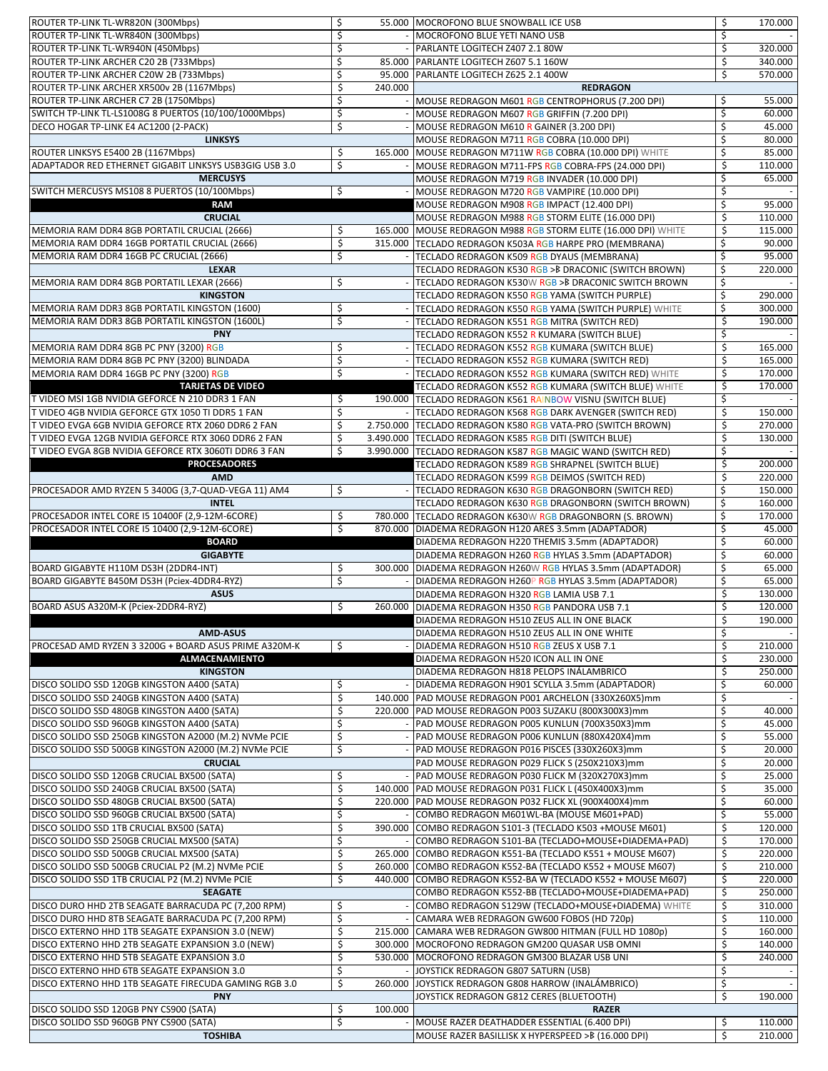| Producto | | Precio |
|---|---|---|
| ROUTER TP-LINK TL-WR820N (300Mbps) | $ | 55.000 |
| ROUTER TP-LINK TL-WR840N (300Mbps) | $ | - |
| ROUTER TP-LINK TL-WR940N (450Mbps) | $ | - |
| ROUTER TP-LINK ARCHER C20 2B (733Mbps) | $ | 85.000 |
| ROUTER TP-LINK ARCHER C20W 2B (733Mbps) | $ | 95.000 |
| ROUTER TP-LINK ARCHER XR500v 2B (1167Mbps) | $ | 240.000 |
| ROUTER TP-LINK ARCHER C7 2B (1750Mbps) | $ | - |
| SWITCH TP-LINK TL-LS1008G 8 PUERTOS (10/100/1000Mbps) | $ | - |
| DECO HOGAR TP-LINK E4 AC1200 (2-PACK) | $ | - |
| **LINKSYS** | | |
| ROUTER LINKSYS E5400 2B (1167Mbps) | $ | 165.000 |
| ADAPTADOR RED ETHERNET GIGABIT LINKSYS USB3GIG USB 3.0 | $ | - |
| **MERCUSYS** | | |
| SWITCH MERCUSYS MS108 8 PUERTOS (10/100Mbps) | $ | - |
| **RAM** | | |
| **CRUCIAL** | | |
| MEMORIA RAM DDR4 8GB PORTATIL CRUCIAL (2666) | $ | 165.000 |
| MEMORIA RAM DDR4 16GB PORTATIL CRUCIAL (2666) | $ | 315.000 |
| MEMORIA RAM DDR4 16GB PC CRUCIAL (2666) | $ | - |
| **LEXAR** | | |
| MEMORIA RAM DDR4 8GB PORTATIL LEXAR (2666) | $ | - |
| **KINGSTON** | | |
| MEMORIA RAM DDR3 8GB PORTATIL KINGSTON (1600) | $ | - |
| MEMORIA RAM DDR3 8GB PORTATIL KINGSTON (1600L) | $ | - |
| **PNY** | | |
| MEMORIA RAM DDR4 8GB PC PNY (3200) RGB | $ | - |
| MEMORIA RAM DDR4 8GB PC PNY (3200) BLINDADA | $ | - |
| MEMORIA RAM DDR4 16GB PC PNY (3200) RGB | $ | - |
| **TARJETAS DE VIDEO** | | |
| T VIDEO MSI 1GB NVIDIA GEFORCE N 210 DDR3 1 FAN | $ | 190.000 |
| T VIDEO 4GB NVIDIA GEFORCE GTX 1050 TI DDR5 1 FAN | $ | - |
| T VIDEO EVGA 6GB NVIDIA GEFORCE RTX 2060 DDR6 2 FAN | $ | 2.750.000 |
| T VIDEO EVGA 12GB NVIDIA GEFORCE RTX 3060 DDR6 2 FAN | $ | 3.490.000 |
| T VIDEO EVGA 8GB NVIDIA GEFORCE RTX 3060TI DDR6 3 FAN | $ | 3.990.000 |
| **PROCESADORES** | | |
| **AMD** | | |
| PROCESADOR AMD RYZEN 5 3400G (3,7-QUAD-VEGA 11) AM4 | $ | - |
| **INTEL** | | |
| PROCESADOR INTEL CORE I5 10400F (2,9-12M-6CORE) | $ | 780.000 |
| PROCESADOR INTEL CORE I5 10400 (2,9-12M-6CORE) | $ | 870.000 |
| **BOARD** | | |
| **GIGABYTE** | | |
| BOARD GIGABYTE H110M DS3H (2DDR4-INT) | $ | 300.000 |
| BOARD GIGABYTE B450M DS3H (Pciex-4DDR4-RYZ) | $ | - |
| **ASUS** | | |
| BOARD ASUS A320M-K (Pciex-2DDR4-RYZ) | $ | 260.000 |
| | | |
| **AMD-ASUS** | | |
| PROCESAD AMD RYZEN 3 3200G + BOARD ASUS PRIME A320M-K | $ | - |
| **ALMACENAMIENTO** | | |
| **KINGSTON** | | |
| DISCO SOLIDO SSD 120GB KINGSTON A400 (SATA) | $ | - |
| DISCO SOLIDO SSD 240GB KINGSTON A400 (SATA) | $ | 140.000 |
| DISCO SOLIDO SSD 480GB KINGSTON A400 (SATA) | $ | 220.000 |
| DISCO SOLIDO SSD 960GB KINGSTON A400 (SATA) | $ | - |
| DISCO SOLIDO SSD 250GB KINGSTON A2000 (M.2) NVMe PCIE | $ | - |
| DISCO SOLIDO SSD 500GB KINGSTON A2000 (M.2) NVMe PCIE | $ | - |
| **CRUCIAL** | | |
| DISCO SOLIDO SSD 120GB CRUCIAL BX500 (SATA) | $ | - |
| DISCO SOLIDO SSD 240GB CRUCIAL BX500 (SATA) | $ | 140.000 |
| DISCO SOLIDO SSD 480GB CRUCIAL BX500 (SATA) | $ | 220.000 |
| DISCO SOLIDO SSD 960GB CRUCIAL BX500 (SATA) | $ | - |
| DISCO SOLIDO SSD 1TB CRUCIAL BX500 (SATA) | $ | 390.000 |
| DISCO SOLIDO SSD 250GB CRUCIAL MX500 (SATA) | $ | - |
| DISCO SOLIDO SSD 500GB CRUCIAL MX500 (SATA) | $ | 265.000 |
| DISCO SOLIDO SSD 500GB CRUCIAL P2 (M.2) NVMe PCIE | $ | 260.000 |
| DISCO SOLIDO SSD 1TB CRUCIAL P2 (M.2) NVMe PCIE | $ | 440.000 |
| **SEAGATE** | | |
| DISCO DURO HHD 2TB SEAGATE BARRACUDA PC (7,200 RPM) | $ | - |
| DISCO DURO HHD 8TB SEAGATE BARRACUDA PC (7,200 RPM) | $ | - |
| DISCO EXTERNO HHD 1TB SEAGATE EXPANSION 3.0 (NEW) | $ | 215.000 |
| DISCO EXTERNO HHD 2TB SEAGATE EXPANSION 3.0 (NEW) | $ | 300.000 |
| DISCO EXTERNO HHD 5TB SEAGATE EXPANSION 3.0 | $ | 530.000 |
| DISCO EXTERNO HHD 6TB SEAGATE EXPANSION 3.0 | $ | - |
| DISCO EXTERNO HHD 1TB SEAGATE FIRECUDA GAMING RGB 3.0 | $ | 260.000 |
| **PNY** | | |
| DISCO SOLIDO SSD 120GB PNY CS900 (SATA) | $ | 100.000 |
| DISCO SOLIDO SSD 960GB PNY CS900 (SATA) | $ | - |
| **TOSHIBA** | | |

| Producto | | Precio |
|---|---|---|
| MOCROFONO BLUE SNOWBALL ICE USB | $ | 170.000 |
| MOCROFONO BLUE YETI NANO USB | $ | - |
| PARLANTE LOGITECH Z407 2.1 80W | $ | 320.000 |
| PARLANTE LOGITECH Z607 5.1 160W | $ | 340.000 |
| PARLANTE LOGITECH Z625 2.1 400W | $ | 570.000 |
| **REDRAGON** | | |
| MOUSE REDRAGON M601 RGB CENTROPHORUS (7.200 DPI) | $ | 55.000 |
| MOUSE REDRAGON M607 RGB GRIFFIN (7.200 DPI) | $ | 60.000 |
| MOUSE REDRAGON M610 R GAINER (3.200 DPI) | $ | 45.000 |
| MOUSE REDRAGON M711 RGB COBRA (10.000 DPI) | $ | 80.000 |
| MOUSE REDRAGON M711W RGB COBRA (10.000 DPI) WHITE | $ | 85.000 |
| MOUSE REDRAGON M711-FPS RGB COBRA-FPS (24.000 DPI) | $ | 110.000 |
| MOUSE REDRAGON M719 RGB INVADER (10.000 DPI) | $ | 65.000 |
| MOUSE REDRAGON M720 RGB VAMPIRE (10.000 DPI) | $ | - |
| MOUSE REDRAGON M908 RGB IMPACT (12.400 DPI) | $ | 95.000 |
| MOUSE REDRAGON M988 RGB STORM ELITE (16.000 DPI) | $ | 110.000 |
| MOUSE REDRAGON M988 RGB STORM ELITE (16.000 DPI) WHITE | $ | 115.000 |
| TECLADO REDRAGON K503A RGB HARPE PRO (MEMBRANA) | $ | 90.000 |
| TECLADO REDRAGON K509 RGB DYAUS (MEMBRANA) | $ | 95.000 |
| TECLADO REDRAGON K530 RGB >ᛒ DRACONIC (SWITCH BROWN) | $ | 220.000 |
| TECLADO REDRAGON K530W RGB >ᛒ DRACONIC SWITCH BROWN | $ | - |
| TECLADO REDRAGON K550 RGB YAMA (SWITCH PURPLE) | $ | 290.000 |
| TECLADO REDRAGON K550 RGB YAMA (SWITCH PURPLE) WHITE | $ | 300.000 |
| TECLADO REDRAGON K551 RGB MITRA (SWITCH RED) | $ | 190.000 |
| TECLADO REDRAGON K552 R KUMARA (SWITCH BLUE) | $ | - |
| TECLADO REDRAGON K552 RGB KUMARA (SWITCH BLUE) | $ | 165.000 |
| TECLADO REDRAGON K552 RGB KUMARA (SWITCH RED) | $ | 165.000 |
| TECLADO REDRAGON K552 RGB KUMARA (SWITCH RED) WHITE | $ | 170.000 |
| TECLADO REDRAGON K552 RGB KUMARA (SWITCH BLUE) WHITE | $ | 170.000 |
| TECLADO REDRAGON K561 RAINBOW VISNU (SWITCH BLUE) | $ | - |
| TECLADO REDRAGON K568 RGB DARK AVENGER (SWITCH RED) | $ | 150.000 |
| TECLADO REDRAGON K580 RGB VATA-PRO (SWITCH BROWN) | $ | 270.000 |
| TECLADO REDRAGON K585 RGB DITI (SWITCH BLUE) | $ | 130.000 |
| TECLADO REDRAGON K587 RGB MAGIC WAND (SWITCH RED) | $ | - |
| TECLADO REDRAGON K589 RGB SHRAPNEL (SWITCH BLUE) | $ | 200.000 |
| TECLADO REDRAGON K599 RGB DEIMOS (SWITCH RED) | $ | 220.000 |
| TECLADO REDRAGON K630 RGB DRAGONBORN (SWITCH RED) | $ | 150.000 |
| TECLADO REDRAGON K630 RGB DRAGONBORN (SWITCH BROWN) | $ | 160.000 |
| TECLADO REDRAGON K630W RGB DRAGONBORN (S. BROWN) | $ | 170.000 |
| DIADEMA REDRAGON H120 ARES 3.5mm (ADAPTADOR) | $ | 45.000 |
| DIADEMA REDRAGON H220 THEMIS 3.5mm (ADAPTADOR) | $ | 60.000 |
| DIADEMA REDRAGON H260 RGB HYLAS 3.5mm (ADAPTADOR) | $ | 60.000 |
| DIADEMA REDRAGON H260W RGB HYLAS 3.5mm (ADAPTADOR) | $ | 65.000 |
| DIADEMA REDRAGON H260P RGB HYLAS 3.5mm (ADAPTADOR) | $ | 65.000 |
| DIADEMA REDRAGON H320 RGB LAMIA USB 7.1 | $ | 130.000 |
| DIADEMA REDRAGON H350 RGB PANDORA USB 7.1 | $ | 120.000 |
| DIADEMA REDRAGON H510 ZEUS ALL IN ONE BLACK | $ | 190.000 |
| DIADEMA REDRAGON H510 ZEUS ALL IN ONE WHITE | $ | - |
| DIADEMA REDRAGON H510 RGB ZEUS X USB 7.1 | $ | 210.000 |
| DIADEMA REDRAGON H520 ICON ALL IN ONE | $ | 230.000 |
| DIADEMA REDRAGON H818 PELOPS INALAMBRICO | $ | 250.000 |
| DIADEMA REDRAGON H901 SCYLLA 3.5mm (ADAPTADOR) | $ | 60.000 |
| PAD MOUSE REDRAGON P001 ARCHELON (330X260X5)mm | $ | - |
| PAD MOUSE REDRAGON P003 SUZAKU (800X300X3)mm | $ | 40.000 |
| PAD MOUSE REDRAGON P005 KUNLUN (700X350X3)mm | $ | 45.000 |
| PAD MOUSE REDRAGON P006 KUNLUN (880X420X4)mm | $ | 55.000 |
| PAD MOUSE REDRAGON P016 PISCES (330X260X3)mm | $ | 20.000 |
| PAD MOUSE REDRAGON P029 FLICK S (250X210X3)mm | $ | 20.000 |
| PAD MOUSE REDRAGON P030 FLICK M (320X270X3)mm | $ | 25.000 |
| PAD MOUSE REDRAGON P031 FLICK L (450X400X3)mm | $ | 35.000 |
| PAD MOUSE REDRAGON P032 FLICK XL (900X400X4)mm | $ | 60.000 |
| COMBO REDRAGON M601WL-BA (MOUSE M601+PAD) | $ | 55.000 |
| COMBO REDRAGON S101-3 (TECLADO K503 +MOUSE M601) | $ | 120.000 |
| COMBO REDRAGON S101-BA (TECLADO+MOUSE+DIADEMA+PAD) | $ | 170.000 |
| COMBO REDRAGON K551-BA (TECLADO K551 + MOUSE M607) | $ | 220.000 |
| COMBO REDRAGON K552-BA (TECLADO K552 + MOUSE M607) | $ | 210.000 |
| COMBO REDRAGON K552-BA W (TECLADO K552 + MOUSE M607) | $ | 220.000 |
| COMBO REDRAGON K552-BB (TECLADO+MOUSE+DIADEMA+PAD) | $ | 250.000 |
| COMBO REDRAGON S129W (TECLADO+MOUSE+DIADEMA) WHITE | $ | 310.000 |
| CAMARA WEB REDRAGON GW600 FOBOS (HD 720p) | $ | 110.000 |
| CAMARA WEB REDRAGON GW800 HITMAN (FULL HD 1080p) | $ | 160.000 |
| MOCROFONO REDRAGON GM200 QUASAR USB OMNI | $ | 140.000 |
| MOCROFONO REDRAGON GM300 BLAZAR USB UNI | $ | 240.000 |
| JOYSTICK REDRAGON G807 SATURN (USB) | $ | - |
| JOYSTICK REDRAGON G808 HARROW (INALÁMBRICO) | $ | - |
| JOYSTICK REDRAGON G812 CERES (BLUETOOTH) | $ | 190.000 |
| **RAZER** | | |
| MOUSE RAZER DEATHADDER ESSENTIAL (6.400 DPI) | $ | 110.000 |
| MOUSE RAZER BASILLISK X HYPERSPEED >ᛒ (16.000 DPI) | $ | 210.000 |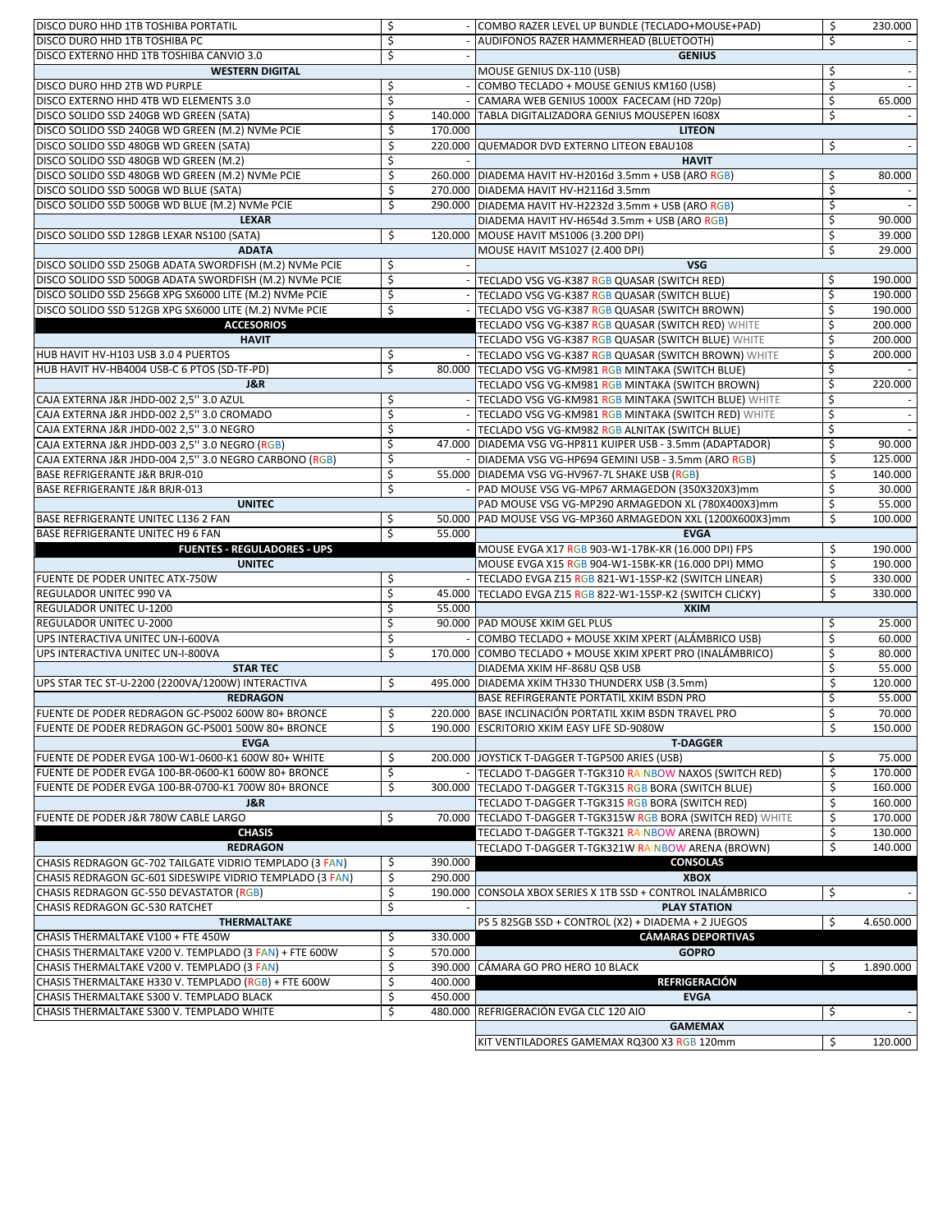| | | |
|---|---|---|
| DISCO DURO HHD 1TB TOSHIBA PORTATIL | $ | - |
| DISCO DURO HHD 1TB TOSHIBA PC | $ | - |
| DISCO EXTERNO HHD 1TB TOSHIBA CANVIO 3.0 | $ | - |
| **WESTERN DIGITAL** | | |
| DISCO DURO HHD 2TB WD PURPLE | $ | - |
| DISCO EXTERNO HHD 4TB WD ELEMENTS 3.0 | $ | - |
| DISCO SOLIDO SSD 240GB WD GREEN (SATA) | $ | 140.000 |
| DISCO SOLIDO SSD 240GB WD GREEN (M.2) NVMe PCIE | $ | 170.000 |
| DISCO SOLIDO SSD 480GB WD GREEN (SATA) | $ | 220.000 |
| DISCO SOLIDO SSD 480GB WD GREEN (M.2) | $ | - |
| DISCO SOLIDO SSD 480GB WD GREEN (M.2) NVMe PCIE | $ | 260.000 |
| DISCO SOLIDO SSD 500GB WD BLUE (SATA) | $ | 270.000 |
| DISCO SOLIDO SSD 500GB WD BLUE (M.2) NVMe PCIE | $ | 290.000 |
| **LEXAR** | | |
| DISCO SOLIDO SSD 128GB LEXAR NS100 (SATA) | $ | 120.000 |
| **ADATA** | | |
| DISCO SOLIDO SSD 250GB ADATA SWORDFISH (M.2) NVMe PCIE | $ | - |
| DISCO SOLIDO SSD 500GB ADATA SWORDFISH (M.2) NVMe PCIE | $ | - |
| DISCO SOLIDO SSD 256GB XPG SX6000 LITE (M.2) NVMe PCIE | $ | - |
| DISCO SOLIDO SSD 512GB XPG SX6000 LITE (M.2) NVMe PCIE | $ | - |
| **ACCESORIOS** | | |
| **HAVIT** | | |
| HUB HAVIT HV-H103 USB 3.0 4 PUERTOS | $ | - |
| HUB HAVIT HV-HB4004 USB-C 6 PTOS (SD-TF-PD) | $ | 80.000 |
| **J&R** | | |
| CAJA EXTERNA J&R JHDD-002 2,5'' 3.0 AZUL | $ | - |
| CAJA EXTERNA J&R JHDD-002 2,5'' 3.0 CROMADO | $ | - |
| CAJA EXTERNA J&R JHDD-002 2,5'' 3.0 NEGRO | $ | - |
| CAJA EXTERNA J&R JHDD-003 2,5'' 3.0 NEGRO (RGB) | $ | 47.000 |
| CAJA EXTERNA J&R JHDD-004 2,5'' 3.0 NEGRO CARBONO (RGB) | $ | - |
| BASE REFRIGERANTE J&R BRJR-010 | $ | 55.000 |
| BASE REFRIGERANTE J&R BRJR-013 | $ | - |
| **UNITEC** | | |
| BASE REFRIGERANTE UNITEC L136 2 FAN | $ | 50.000 |
| BASE REFRIGERANTE UNITEC H9 6 FAN | $ | 55.000 |
| **FUENTES - REGULADORES - UPS** | | |
| **UNITEC** | | |
| FUENTE DE PODER UNITEC ATX-750W | $ | - |
| REGULADOR UNITEC 990 VA | $ | 45.000 |
| REGULADOR UNITEC U-1200 | $ | 55.000 |
| REGULADOR UNITEC U-2000 | $ | 90.000 |
| UPS INTERACTIVA UNITEC UN-I-600VA | $ | - |
| UPS INTERACTIVA UNITEC UN-I-800VA | $ | 170.000 |
| **STAR TEC** | | |
| UPS STAR TEC ST-U-2200 (2200VA/1200W) INTERACTIVA | $ | 495.000 |
| **REDRAGON** | | |
| FUENTE DE PODER REDRAGON GC-PS002 600W 80+ BRONCE | $ | 220.000 |
| FUENTE DE PODER REDRAGON GC-PS001 500W 80+ BRONCE | $ | 190.000 |
| **EVGA** | | |
| FUENTE DE PODER EVGA 100-W1-0600-K1 600W 80+ WHITE | $ | 200.000 |
| FUENTE DE PODER EVGA 100-BR-0600-K1 600W 80+ BRONCE | $ | - |
| FUENTE DE PODER EVGA 100-BR-0700-K1 700W 80+ BRONCE | $ | 300.000 |
| **J&R** | | |
| FUENTE DE PODER J&R 780W CABLE LARGO | $ | 70.000 |
| **CHASIS** | | |
| **REDRAGON** | | |
| CHASIS REDRAGON GC-702 TAILGATE VIDRIO TEMPLADO (3 FAN) | $ | 390.000 |
| CHASIS REDRAGON GC-601 SIDESWIPE VIDRIO TEMPLADO (3 FAN) | $ | 290.000 |
| CHASIS REDRAGON GC-550 DEVASTATOR (RGB) | $ | 190.000 |
| CHASIS REDRAGON GC-530 RATCHET | $ | - |
| **THERMALTAKE** | | |
| CHASIS THERMALTAKE V100 + FTE 450W | $ | 330.000 |
| CHASIS THERMALTAKE V200 V. TEMPLADO (3 FAN) + FTE 600W | $ | 570.000 |
| CHASIS THERMALTAKE V200 V. TEMPLADO (3 FAN) | $ | 390.000 |
| CHASIS THERMALTAKE H330 V. TEMPLADO (RGB) + FTE 600W | $ | 400.000 |
| CHASIS THERMALTAKE S300 V. TEMPLADO BLACK | $ | 450.000 |
| CHASIS THERMALTAKE S300 V. TEMPLADO WHITE | $ | 480.000 |

| | | |
|---|---|---|
| COMBO RAZER LEVEL UP BUNDLE (TECLADO+MOUSE+PAD) | $ | 230.000 |
| AUDIFONOS RAZER HAMMERHEAD (BLUETOOTH) | $ | - |
| **GENIUS** | | |
| MOUSE GENIUS DX-110 (USB) | $ | - |
| COMBO TECLADO + MOUSE GENIUS KM160 (USB) | $ | - |
| CAMARA WEB GENIUS 1000X FACECAM (HD 720p) | $ | 65.000 |
| TABLA DIGITALIZADORA GENIUS MOUSEPEN I608X | $ | - |
| **LITEON** | | |
| QUEMADOR DVD EXTERNO LITEON EBAU108 | $ | - |
| **HAVIT** | | |
| DIADEMA HAVIT HV-H2016d 3.5mm + USB (ARO RGB) | $ | 80.000 |
| DIADEMA HAVIT HV-H2116d 3.5mm | $ | - |
| DIADEMA HAVIT HV-H2232d 3.5mm + USB (ARO RGB) | $ | - |
| DIADEMA HAVIT HV-H654d 3.5mm + USB (ARO RGB) | $ | 90.000 |
| MOUSE HAVIT MS1006 (3.200 DPI) | $ | 39.000 |
| MOUSE HAVIT MS1027 (2.400 DPI) | $ | 29.000 |
| **VSG** | | |
| TECLADO VSG VG-K387 RGB QUASAR (SWITCH RED) | $ | 190.000 |
| TECLADO VSG VG-K387 RGB QUASAR (SWITCH BLUE) | $ | 190.000 |
| TECLADO VSG VG-K387 RGB QUASAR (SWITCH BROWN) | $ | 190.000 |
| TECLADO VSG VG-K387 RGB QUASAR (SWITCH RED) WHITE | $ | 200.000 |
| TECLADO VSG VG-K387 RGB QUASAR (SWITCH BLUE) WHITE | $ | 200.000 |
| TECLADO VSG VG-K387 RGB QUASAR (SWITCH BROWN) WHITE | $ | 200.000 |
| TECLADO VSG VG-KM981 RGB MINTAKA (SWITCH BLUE) | $ | - |
| TECLADO VSG VG-KM981 RGB MINTAKA (SWITCH BROWN) | $ | 220.000 |
| TECLADO VSG VG-KM981 RGB MINTAKA (SWITCH BLUE) WHITE | $ | - |
| TECLADO VSG VG-KM981 RGB MINTAKA (SWITCH RED) WHITE | $ | - |
| TECLADO VSG VG-KM982 RGB ALNITAK (SWITCH BLUE) | $ | - |
| DIADEMA VSG VG-HP811 KUIPER USB - 3.5mm (ADAPTADOR) | $ | 90.000 |
| DIADEMA VSG VG-HP694 GEMINI USB - 3.5mm (ARO RGB) | $ | 125.000 |
| DIADEMA VSG VG-HV967-7L SHAKE USB (RGB) | $ | 140.000 |
| PAD MOUSE VSG VG-MP67 ARMAGEDON (350X320X3)mm | $ | 30.000 |
| PAD MOUSE VSG VG-MP290 ARMAGEDON XL (780X400X3)mm | $ | 55.000 |
| PAD MOUSE VSG VG-MP360 ARMAGEDON XXL (1200X600X3)mm | $ | 100.000 |
| **EVGA** | | |
| MOUSE EVGA X17 RGB 903-W1-17BK-KR (16.000 DPI) FPS | $ | 190.000 |
| MOUSE EVGA X15 RGB 904-W1-15BK-KR (16.000 DPI) MMO | $ | 190.000 |
| TECLADO EVGA Z15 RGB 821-W1-15SP-K2 (SWITCH LINEAR) | $ | 330.000 |
| TECLADO EVGA Z15 RGB 822-W1-15SP-K2 (SWITCH CLICKY) | $ | 330.000 |
| **XKIM** | | |
| PAD MOUSE XKIM GEL PLUS | $ | 25.000 |
| COMBO TECLADO + MOUSE XKIM XPERT (ALÁMBRICO USB) | $ | 60.000 |
| COMBO TECLADO + MOUSE XKIM XPERT PRO (INALÁMBRICO) | $ | 80.000 |
| DIADEMA XKIM HF-868U QSB USB | $ | 55.000 |
| DIADEMA XKIM TH330 THUNDERX USB (3.5mm) | $ | 120.000 |
| BASE REFRIGERANTE PORTATIL XKIM BSDN PRO | $ | 55.000 |
| BASE INCLINACIÓN PORTATIL XKIM BSDN TRAVEL PRO | $ | 70.000 |
| ESCRITORIO XKIM EASY LIFE SD-9080W | $ | 150.000 |
| **T-DAGGER** | | |
| JOYSTICK T-DAGGER T-TGP500 ARIES (USB) | $ | 75.000 |
| TECLADO T-DAGGER T-TGK310 RAINBOW NAXOS (SWITCH RED) | $ | 170.000 |
| TECLADO T-DAGGER T-TGK315 RGB BORA (SWITCH BLUE) | $ | 160.000 |
| TECLADO T-DAGGER T-TGK315 RGB BORA (SWITCH RED) | $ | 160.000 |
| TECLADO T-DAGGER T-TGK315W RGB BORA (SWITCH RED) WHITE | $ | 170.000 |
| TECLADO T-DAGGER T-TGK321 RAINBOW ARENA (BROWN) | $ | 130.000 |
| TECLADO T-DAGGER T-TGK321W RAINBOW ARENA (BROWN) | $ | 140.000 |
| **CONSOLAS** | | |
| **XBOX** | | |
| CONSOLA XBOX SERIES X 1TB SSD + CONTROL INALÁMBRICO | $ | - |
| **PLAY STATION** | | |
| PS 5 825GB SSD + CONTROL (X2) + DIADEMA + 2 JUEGOS | $ | 4.650.000 |
| **CÁMARAS DEPORTIVAS** | | |
| **GOPRO** | | |
| CÁMARA GO PRO HERO 10 BLACK | $ | 1.890.000 |
| **REFRIGERACIÓN** | | |
| **EVGA** | | |
| REFRIGERACIÓN EVGA CLC 120 AIO | $ | - |
| **GAMEMAX** | | |
| KIT VENTILADORES GAMEMAX RQ300 X3 RGB 120mm | $ | 120.000 |